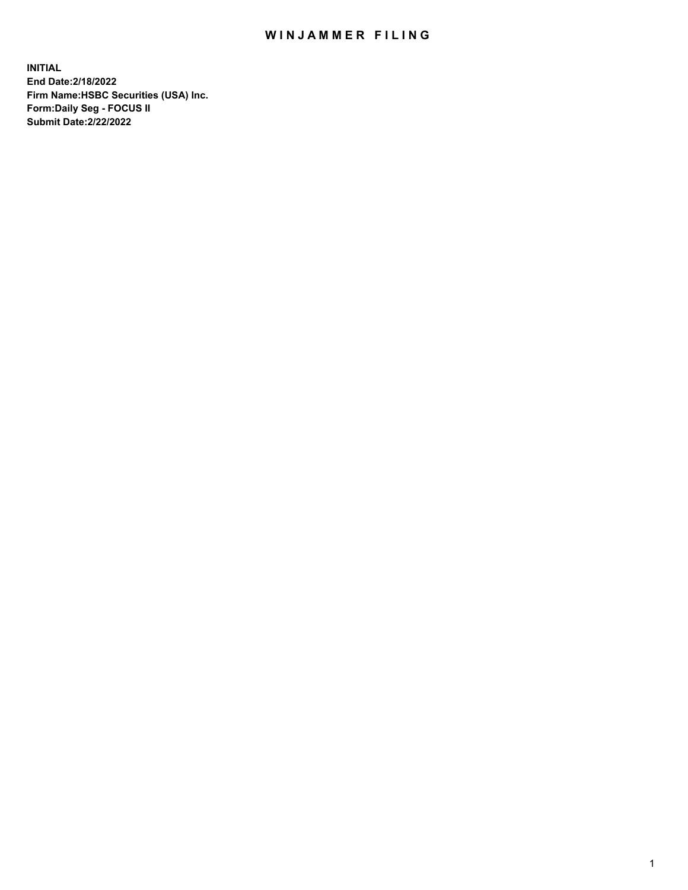# WINJAMMER FILING

**INITIAL**
**End Date:2/18/2022**
**Firm Name:HSBC Securities (USA) Inc.**
**Form:Daily Seg - FOCUS II**
**Submit Date:2/22/2022**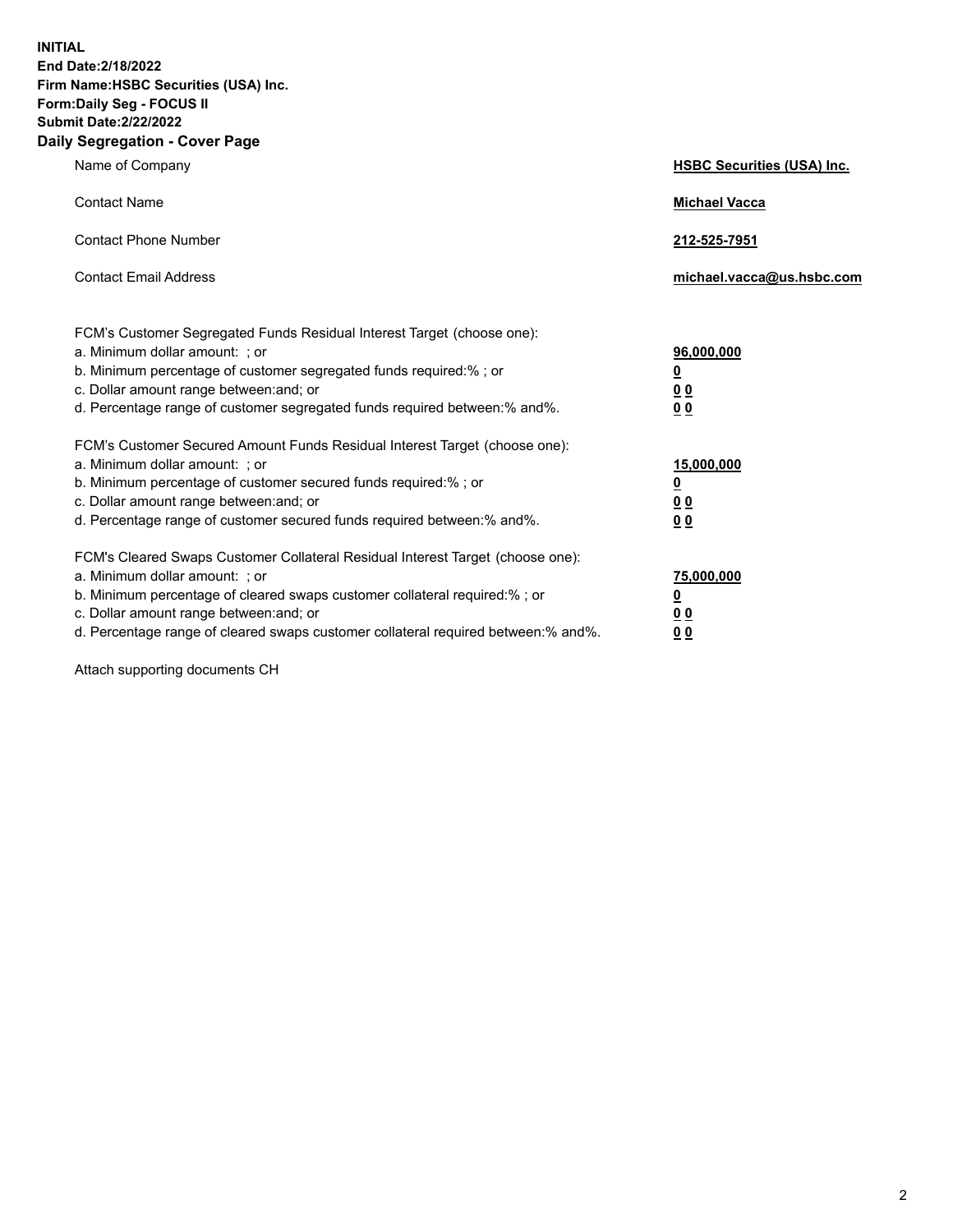**INITIAL**
**End Date:2/18/2022**
**Firm Name:HSBC Securities (USA) Inc.**
**Form:Daily Seg - FOCUS II**
**Submit Date:2/22/2022**

## Daily Segregation - Cover Page

| | |
|---|---|
| Name of Company | **HSBC Securities (USA) Inc.** |
| Contact Name | **Michael Vacca** |
| Contact Phone Number | **212-525-7951** |
| Contact Email Address | **michael.vacca@us.hsbc.com** |

| | |
|---|---|
| FCM's Customer Segregated Funds Residual Interest Target (choose one): | |
| a. Minimum dollar amount: ; or | **96,000,000** |
| b. Minimum percentage of customer segregated funds required:% ; or | **0** |
| c. Dollar amount range between:and; or | **0 0** |
| d. Percentage range of customer segregated funds required between:% and%. | **0 0** |
| FCM's Customer Secured Amount Funds Residual Interest Target (choose one): | |
| a. Minimum dollar amount: ; or | **15,000,000** |
| b. Minimum percentage of customer secured funds required:% ; or | **0** |
| c. Dollar amount range between:and; or | **0 0** |
| d. Percentage range of customer secured funds required between:% and%. | **0 0** |
| FCM's Cleared Swaps Customer Collateral Residual Interest Target (choose one): | |
| a. Minimum dollar amount: ; or | **75,000,000** |
| b. Minimum percentage of cleared swaps customer collateral required:% ; or | **0** |
| c. Dollar amount range between:and; or | **0 0** |
| d. Percentage range of cleared swaps customer collateral required between:% and%. | **0 0** |

Attach supporting documents CH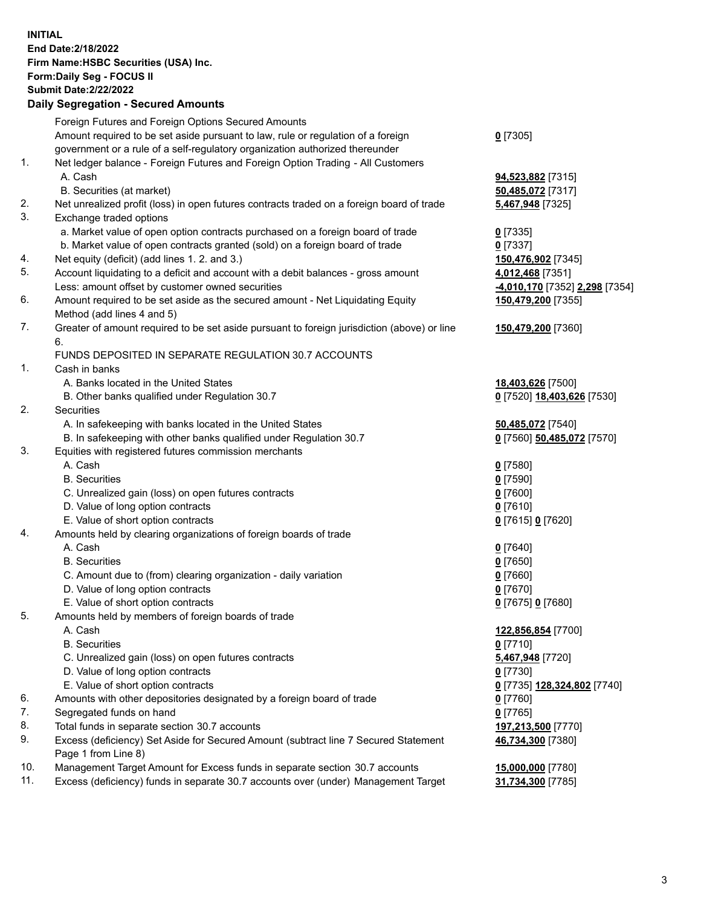**INITIAL**
**End Date:2/18/2022**
**Firm Name:HSBC Securities (USA) Inc.**
**Form:Daily Seg - FOCUS II**
**Submit Date:2/22/2022**

## Daily Segregation - Secured Amounts

| | | |
|---|---|---|
| | Foreign Futures and Foreign Options Secured Amounts | |
| | Amount required to be set aside pursuant to law, rule or regulation of a foreign government or a rule of a self-regulatory organization authorized thereunder | **0** [7305] |
| 1. | Net ledger balance - Foreign Futures and Foreign Option Trading - All Customers | |
| | A. Cash | **94,523,882** [7315] |
| | B. Securities (at market) | **50,485,072** [7317] |
| 2. | Net unrealized profit (loss) in open futures contracts traded on a foreign board of trade | **5,467,948** [7325] |
| 3. | Exchange traded options | |
| | a. Market value of open option contracts purchased on a foreign board of trade | **0** [7335] |
| | b. Market value of open contracts granted (sold) on a foreign board of trade | **0** [7337] |
| 4. | Net equity (deficit) (add lines 1. 2. and 3.) | **150,476,902** [7345] |
| 5. | Account liquidating to a deficit and account with a debit balances - gross amount | **4,012,468** [7351] |
| | Less: amount offset by customer owned securities | **-4,010,170** [7352] **2,298** [7354] |
| 6. | Amount required to be set aside as the secured amount - Net Liquidating Equity Method (add lines 4 and 5) | **150,479,200** [7355] |
| 7. | Greater of amount required to be set aside pursuant to foreign jurisdiction (above) or line 6. | **150,479,200** [7360] |
| | FUNDS DEPOSITED IN SEPARATE REGULATION 30.7 ACCOUNTS | |
| 1. | Cash in banks | |
| | A. Banks located in the United States | **18,403,626** [7500] |
| | B. Other banks qualified under Regulation 30.7 | **0** [7520] **18,403,626** [7530] |
| 2. | Securities | |
| | A. In safekeeping with banks located in the United States | **50,485,072** [7540] |
| | B. In safekeeping with other banks qualified under Regulation 30.7 | **0** [7560] **50,485,072** [7570] |
| 3. | Equities with registered futures commission merchants | |
| | A. Cash | **0** [7580] |
| | B. Securities | **0** [7590] |
| | C. Unrealized gain (loss) on open futures contracts | **0** [7600] |
| | D. Value of long option contracts | **0** [7610] |
| | E. Value of short option contracts | **0** [7615] **0** [7620] |
| 4. | Amounts held by clearing organizations of foreign boards of trade | |
| | A. Cash | **0** [7640] |
| | B. Securities | **0** [7650] |
| | C. Amount due to (from) clearing organization - daily variation | **0** [7660] |
| | D. Value of long option contracts | **0** [7670] |
| | E. Value of short option contracts | **0** [7675] **0** [7680] |
| 5. | Amounts held by members of foreign boards of trade | |
| | A. Cash | **122,856,854** [7700] |
| | B. Securities | **0** [7710] |
| | C. Unrealized gain (loss) on open futures contracts | **5,467,948** [7720] |
| | D. Value of long option contracts | **0** [7730] |
| | E. Value of short option contracts | **0** [7735] **128,324,802** [7740] |
| 6. | Amounts with other depositories designated by a foreign board of trade | **0** [7760] |
| 7. | Segregated funds on hand | **0** [7765] |
| 8. | Total funds in separate section 30.7 accounts | **197,213,500** [7770] |
| 9. | Excess (deficiency) Set Aside for Secured Amount (subtract line 7 Secured Statement Page 1 from Line 8) | **46,734,300** [7380] |
| 10. | Management Target Amount for Excess funds in separate section 30.7 accounts | **15,000,000** [7780] |
| 11. | Excess (deficiency) funds in separate 30.7 accounts over (under) Management Target | **31,734,300** [7785] |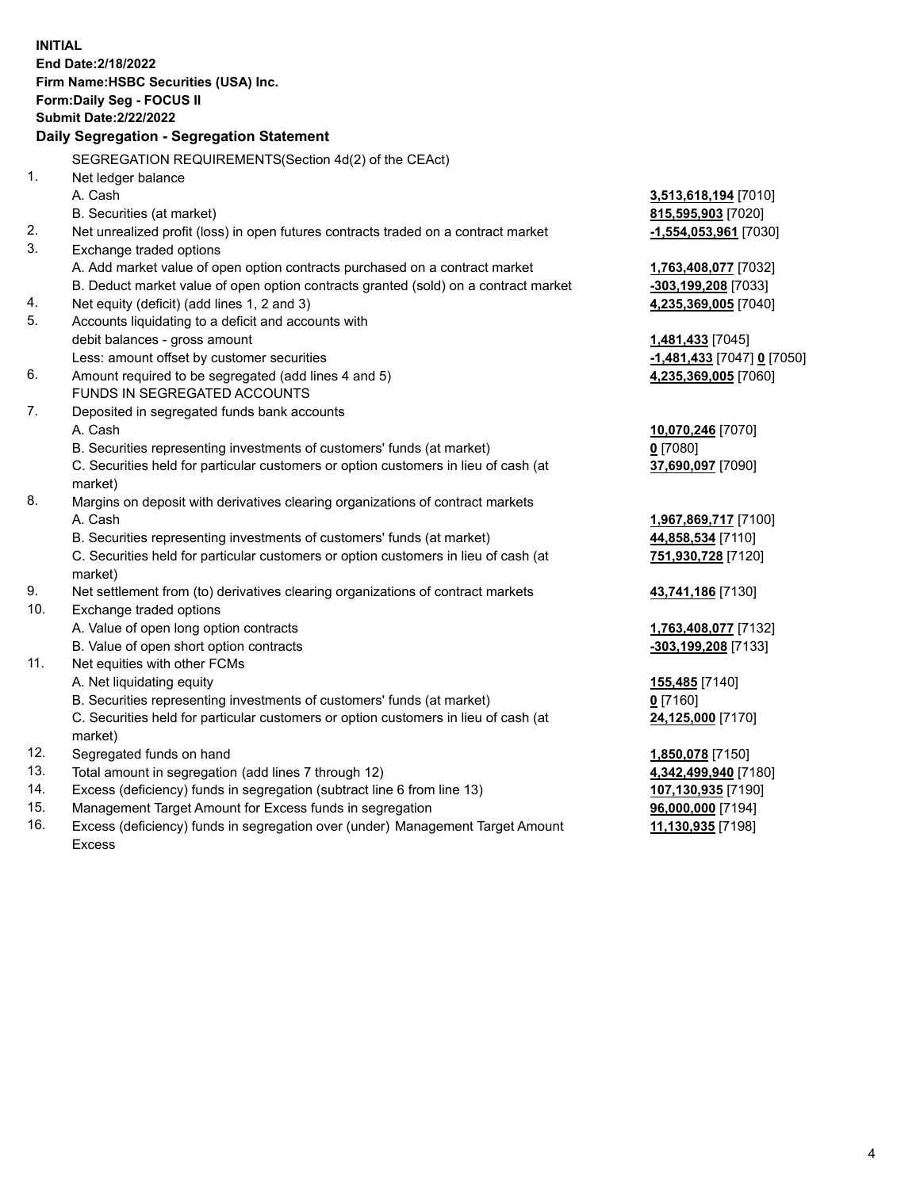**INITIAL**
**End Date:2/18/2022**
**Firm Name:HSBC Securities (USA) Inc.**
**Form:Daily Seg - FOCUS II**
**Submit Date:2/22/2022**

## Daily Segregation - Segregation Statement

SEGREGATION REQUIREMENTS(Section 4d(2) of the CEAct)

| | | |
|---|---|---|
| 1. | Net ledger balance | |
| | A. Cash | **3,513,618,194** [7010] |
| | B. Securities (at market) | **815,595,903** [7020] |
| 2. | Net unrealized profit (loss) in open futures contracts traded on a contract market | **-1,554,053,961** [7030] |
| 3. | Exchange traded options | |
| | A. Add market value of open option contracts purchased on a contract market | **1,763,408,077** [7032] |
| | B. Deduct market value of open option contracts granted (sold) on a contract market | **-303,199,208** [7033] |
| 4. | Net equity (deficit) (add lines 1, 2 and 3) | **4,235,369,005** [7040] |
| 5. | Accounts liquidating to a deficit and accounts with debit balances - gross amount | **1,481,433** [7045] |
| | Less: amount offset by customer securities | **-1,481,433** [7047] **0** [7050] |
| 6. | Amount required to be segregated (add lines 4 and 5) | **4,235,369,005** [7060] |
| | FUNDS IN SEGREGATED ACCOUNTS | |
| 7. | Deposited in segregated funds bank accounts | |
| | A. Cash | **10,070,246** [7070] |
| | B. Securities representing investments of customers' funds (at market) | **0** [7080] |
| | C. Securities held for particular customers or option customers in lieu of cash (at market) | **37,690,097** [7090] |
| 8. | Margins on deposit with derivatives clearing organizations of contract markets | |
| | A. Cash | **1,967,869,717** [7100] |
| | B. Securities representing investments of customers' funds (at market) | **44,858,534** [7110] |
| | C. Securities held for particular customers or option customers in lieu of cash (at market) | **751,930,728** [7120] |
| 9. | Net settlement from (to) derivatives clearing organizations of contract markets | **43,741,186** [7130] |
| 10. | Exchange traded options | |
| | A. Value of open long option contracts | **1,763,408,077** [7132] |
| | B. Value of open short option contracts | **-303,199,208** [7133] |
| 11. | Net equities with other FCMs | |
| | A. Net liquidating equity | **155,485** [7140] |
| | B. Securities representing investments of customers' funds (at market) | **0** [7160] |
| | C. Securities held for particular customers or option customers in lieu of cash (at market) | **24,125,000** [7170] |
| 12. | Segregated funds on hand | **1,850,078** [7150] |
| 13. | Total amount in segregation (add lines 7 through 12) | **4,342,499,940** [7180] |
| 14. | Excess (deficiency) funds in segregation (subtract line 6 from line 13) | **107,130,935** [7190] |
| 15. | Management Target Amount for Excess funds in segregation | **96,000,000** [7194] |
| 16. | Excess (deficiency) funds in segregation over (under) Management Target Amount Excess | **11,130,935** [7198] |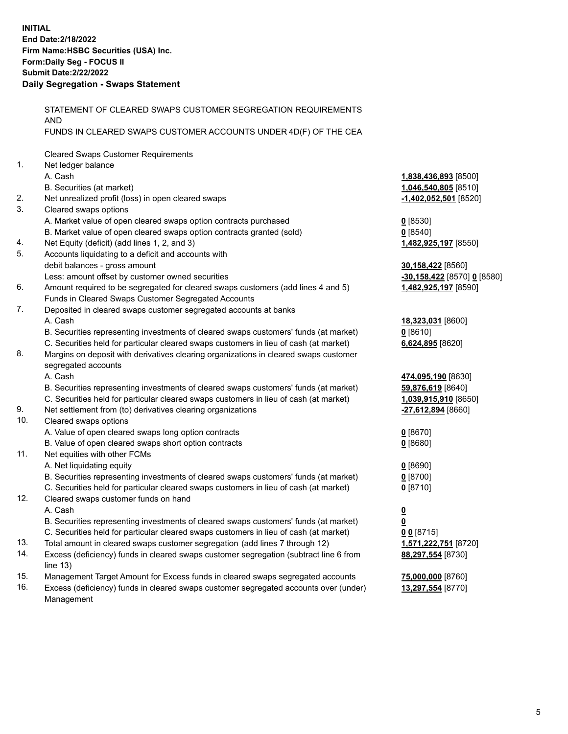**INITIAL**
**End Date:2/18/2022**
**Firm Name:HSBC Securities (USA) Inc.**
**Form:Daily Seg - FOCUS II**
**Submit Date:2/22/2022**
**Daily Segregation - Swaps Statement**

STATEMENT OF CLEARED SWAPS CUSTOMER SEGREGATION REQUIREMENTS AND FUNDS IN CLEARED SWAPS CUSTOMER ACCOUNTS UNDER 4D(F) OF THE CEA

| | | |
|---|---|---|
| | Cleared Swaps Customer Requirements | |
| 1. | Net ledger balance | |
| | A. Cash | **1,838,436,893** [8500] |
| | B. Securities (at market) | **1,046,540,805** [8510] |
| 2. | Net unrealized profit (loss) in open cleared swaps | **-1,402,052,501** [8520] |
| 3. | Cleared swaps options | |
| | A. Market value of open cleared swaps option contracts purchased | **0** [8530] |
| | B. Market value of open cleared swaps option contracts granted (sold) | **0** [8540] |
| 4. | Net Equity (deficit) (add lines 1, 2, and 3) | **1,482,925,197** [8550] |
| 5. | Accounts liquidating to a deficit and accounts with debit balances - gross amount | **30,158,422** [8560] |
| | Less: amount offset by customer owned securities | **-30,158,422** [8570] **0** [8580] |
| 6. | Amount required to be segregated for cleared swaps customers (add lines 4 and 5) | **1,482,925,197** [8590] |
| | Funds in Cleared Swaps Customer Segregated Accounts | |
| 7. | Deposited in cleared swaps customer segregated accounts at banks | |
| | A. Cash | **18,323,031** [8600] |
| | B. Securities representing investments of cleared swaps customers' funds (at market) | **0** [8610] |
| | C. Securities held for particular cleared swaps customers in lieu of cash (at market) | **6,624,895** [8620] |
| 8. | Margins on deposit with derivatives clearing organizations in cleared swaps customer segregated accounts | |
| | A. Cash | **474,095,190** [8630] |
| | B. Securities representing investments of cleared swaps customers' funds (at market) | **59,876,619** [8640] |
| | C. Securities held for particular cleared swaps customers in lieu of cash (at market) | **1,039,915,910** [8650] |
| 9. | Net settlement from (to) derivatives clearing organizations | **-27,612,894** [8660] |
| 10. | Cleared swaps options | |
| | A. Value of open cleared swaps long option contracts | **0** [8670] |
| | B. Value of open cleared swaps short option contracts | **0** [8680] |
| 11. | Net equities with other FCMs | |
| | A. Net liquidating equity | **0** [8690] |
| | B. Securities representing investments of cleared swaps customers' funds (at market) | **0** [8700] |
| | C. Securities held for particular cleared swaps customers in lieu of cash (at market) | **0** [8710] |
| 12. | Cleared swaps customer funds on hand | |
| | A. Cash | **0** |
| | B. Securities representing investments of cleared swaps customers' funds (at market) | **0** |
| | C. Securities held for particular cleared swaps customers in lieu of cash (at market) | **0** **0** [8715] |
| 13. | Total amount in cleared swaps customer segregation (add lines 7 through 12) | **1,571,222,751** [8720] |
| 14. | Excess (deficiency) funds in cleared swaps customer segregation (subtract line 6 from line 13) | **88,297,554** [8730] |
| 15. | Management Target Amount for Excess funds in cleared swaps segregated accounts | **75,000,000** [8760] |
| 16. | Excess (deficiency) funds in cleared swaps customer segregated accounts over (under) Management | **13,297,554** [8770] |